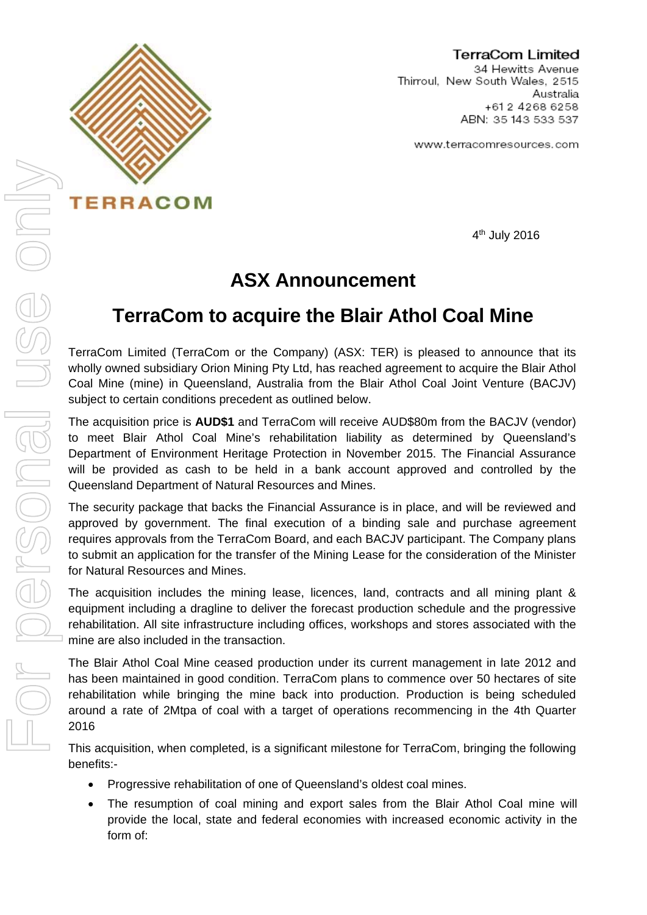**TerraCom Limited**
34 Hewitts Avenue
Thirroul, New South Wales, 2515
Australia
+61 2 4268 6258
ABN: 35 143 533 537

www.terracomresources.com

4th July 2016

# ASX Announcement

# TerraCom to acquire the Blair Athol Coal Mine

TerraCom Limited (TerraCom or the Company) (ASX: TER) is pleased to announce that its wholly owned subsidiary Orion Mining Pty Ltd, has reached agreement to acquire the Blair Athol Coal Mine (mine) in Queensland, Australia from the Blair Athol Coal Joint Venture (BACJV) subject to certain conditions precedent as outlined below.

The acquisition price is **AUD$1** and TerraCom will receive AUD$80m from the BACJV (vendor) to meet Blair Athol Coal Mine's rehabilitation liability as determined by Queensland's Department of Environment Heritage Protection in November 2015. The Financial Assurance will be provided as cash to be held in a bank account approved and controlled by the Queensland Department of Natural Resources and Mines.

The security package that backs the Financial Assurance is in place, and will be reviewed and approved by government. The final execution of a binding sale and purchase agreement requires approvals from the TerraCom Board, and each BACJV participant. The Company plans to submit an application for the transfer of the Mining Lease for the consideration of the Minister for Natural Resources and Mines.

The acquisition includes the mining lease, licences, land, contracts and all mining plant & equipment including a dragline to deliver the forecast production schedule and the progressive rehabilitation. All site infrastructure including offices, workshops and stores associated with the mine are also included in the transaction.

The Blair Athol Coal Mine ceased production under its current management in late 2012 and has been maintained in good condition. TerraCom plans to commence over 50 hectares of site rehabilitation while bringing the mine back into production. Production is being scheduled around a rate of 2Mtpa of coal with a target of operations recommencing in the 4th Quarter 2016

This acquisition, when completed, is a significant milestone for TerraCom, bringing the following benefits:-

- Progressive rehabilitation of one of Queensland's oldest coal mines.
- The resumption of coal mining and export sales from the Blair Athol Coal mine will provide the local, state and federal economies with increased economic activity in the form of: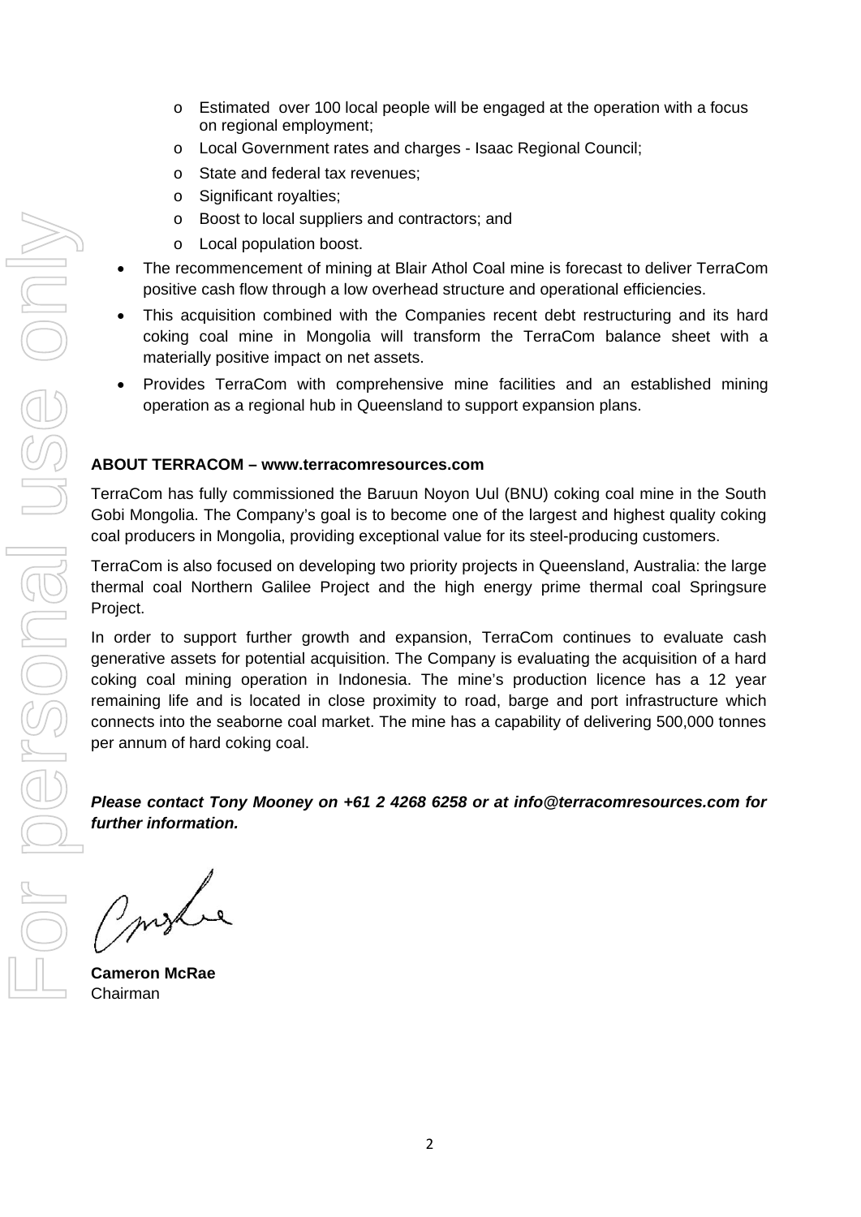- Estimated over 100 local people will be engaged at the operation with a focus on regional employment;
  - Local Government rates and charges - Isaac Regional Council;
  - State and federal tax revenues;
  - Significant royalties;
  - Boost to local suppliers and contractors; and
  - Local population boost.
- The recommencement of mining at Blair Athol Coal mine is forecast to deliver TerraCom positive cash flow through a low overhead structure and operational efficiencies.
- This acquisition combined with the Companies recent debt restructuring and its hard coking coal mine in Mongolia will transform the TerraCom balance sheet with a materially positive impact on net assets.
- Provides TerraCom with comprehensive mine facilities and an established mining operation as a regional hub in Queensland to support expansion plans.

**ABOUT TERRACOM – www.terracomresources.com**

TerraCom has fully commissioned the Baruun Noyon Uul (BNU) coking coal mine in the South Gobi Mongolia. The Company's goal is to become one of the largest and highest quality coking coal producers in Mongolia, providing exceptional value for its steel-producing customers.

TerraCom is also focused on developing two priority projects in Queensland, Australia: the large thermal coal Northern Galilee Project and the high energy prime thermal coal Springsure Project.

In order to support further growth and expansion, TerraCom continues to evaluate cash generative assets for potential acquisition. The Company is evaluating the acquisition of a hard coking coal mining operation in Indonesia. The mine's production licence has a 12 year remaining life and is located in close proximity to road, barge and port infrastructure which connects into the seaborne coal market. The mine has a capability of delivering 500,000 tonnes per annum of hard coking coal.

***Please contact Tony Mooney on +61 2 4268 6258 or at info@terracomresources.com for further information.***

**Cameron McRae**
Chairman